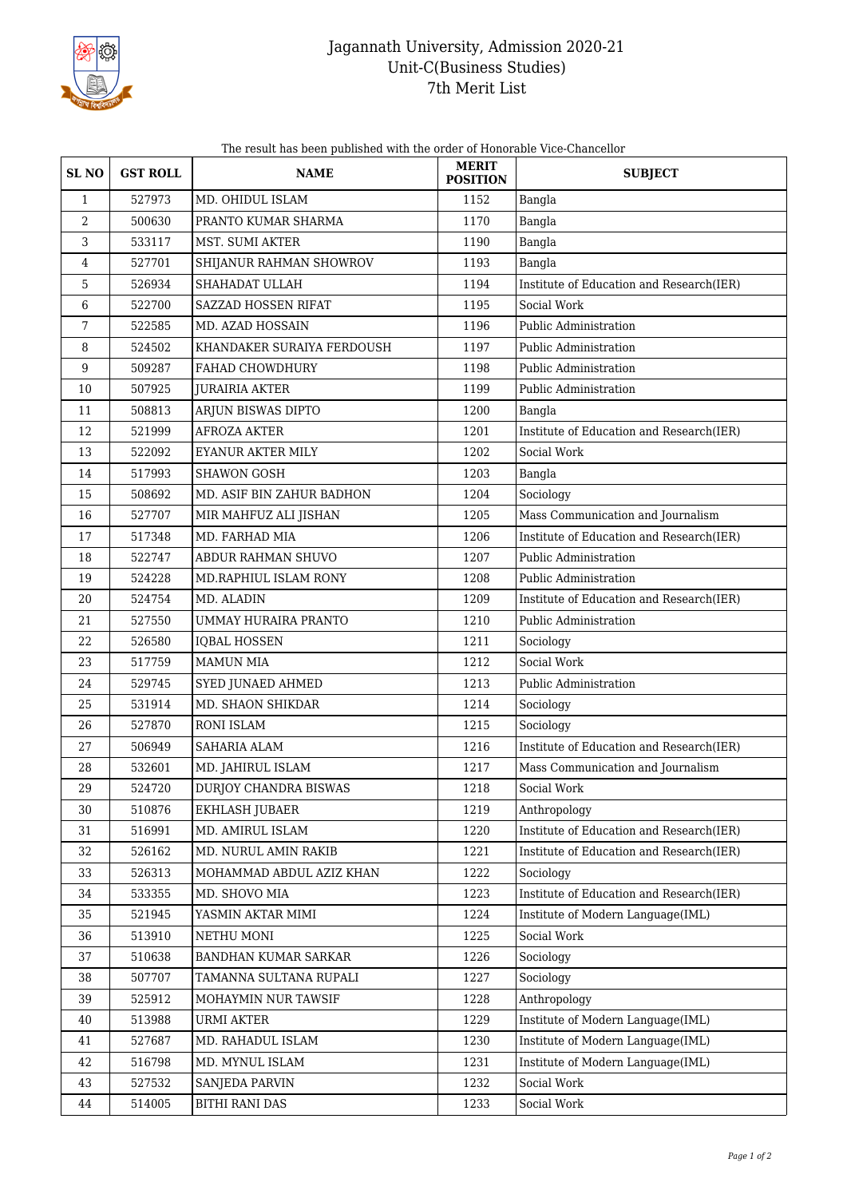# Jagannath University, Admission 2020-21
## Unit-C(Business Studies)
## 7th Merit List

The result has been published with the order of Honorable Vice-Chancellor

| SL NO | GST ROLL | NAME | MERIT POSITION | SUBJECT |
|---|---|---|---|---|
| 1 | 527973 | MD. OHIDUL ISLAM | 1152 | Bangla |
| 2 | 500630 | PRANTO KUMAR SHARMA | 1170 | Bangla |
| 3 | 533117 | MST. SUMI AKTER | 1190 | Bangla |
| 4 | 527701 | SHIJANUR RAHMAN SHOWROV | 1193 | Bangla |
| 5 | 526934 | SHAHADAT ULLAH | 1194 | Institute of Education and Research(IER) |
| 6 | 522700 | SAZZAD HOSSEN RIFAT | 1195 | Social Work |
| 7 | 522585 | MD. AZAD HOSSAIN | 1196 | Public Administration |
| 8 | 524502 | KHANDAKER SURAIYA FERDOUSH | 1197 | Public Administration |
| 9 | 509287 | FAHAD CHOWDHURY | 1198 | Public Administration |
| 10 | 507925 | JURAIRIA AKTER | 1199 | Public Administration |
| 11 | 508813 | ARJUN BISWAS DIPTO | 1200 | Bangla |
| 12 | 521999 | AFROZA AKTER | 1201 | Institute of Education and Research(IER) |
| 13 | 522092 | EYANUR AKTER MILY | 1202 | Social Work |
| 14 | 517993 | SHAWON GOSH | 1203 | Bangla |
| 15 | 508692 | MD. ASIF BIN ZAHUR BADHON | 1204 | Sociology |
| 16 | 527707 | MIR MAHFUZ ALI JISHAN | 1205 | Mass Communication and Journalism |
| 17 | 517348 | MD. FARHAD MIA | 1206 | Institute of Education and Research(IER) |
| 18 | 522747 | ABDUR RAHMAN SHUVO | 1207 | Public Administration |
| 19 | 524228 | MD.RAPHIUL ISLAM RONY | 1208 | Public Administration |
| 20 | 524754 | MD. ALADIN | 1209 | Institute of Education and Research(IER) |
| 21 | 527550 | UMMAY HURAIRA PRANTO | 1210 | Public Administration |
| 22 | 526580 | IQBAL HOSSEN | 1211 | Sociology |
| 23 | 517759 | MAMUN MIA | 1212 | Social Work |
| 24 | 529745 | SYED JUNAED AHMED | 1213 | Public Administration |
| 25 | 531914 | MD. SHAON SHIKDAR | 1214 | Sociology |
| 26 | 527870 | RONI ISLAM | 1215 | Sociology |
| 27 | 506949 | SAHARIA ALAM | 1216 | Institute of Education and Research(IER) |
| 28 | 532601 | MD. JAHIRUL ISLAM | 1217 | Mass Communication and Journalism |
| 29 | 524720 | DURJOY CHANDRA BISWAS | 1218 | Social Work |
| 30 | 510876 | EKHLASH JUBAER | 1219 | Anthropology |
| 31 | 516991 | MD. AMIRUL ISLAM | 1220 | Institute of Education and Research(IER) |
| 32 | 526162 | MD. NURUL AMIN RAKIB | 1221 | Institute of Education and Research(IER) |
| 33 | 526313 | MOHAMMAD ABDUL AZIZ KHAN | 1222 | Sociology |
| 34 | 533355 | MD. SHOVO MIA | 1223 | Institute of Education and Research(IER) |
| 35 | 521945 | YASMIN AKTAR MIMI | 1224 | Institute of Modern Language(IML) |
| 36 | 513910 | NETHU MONI | 1225 | Social Work |
| 37 | 510638 | BANDHAN KUMAR SARKAR | 1226 | Sociology |
| 38 | 507707 | TAMANNA SULTANA RUPALI | 1227 | Sociology |
| 39 | 525912 | MOHAYMIN NUR TAWSIF | 1228 | Anthropology |
| 40 | 513988 | URMI AKTER | 1229 | Institute of Modern Language(IML) |
| 41 | 527687 | MD. RAHADUL ISLAM | 1230 | Institute of Modern Language(IML) |
| 42 | 516798 | MD. MYNUL ISLAM | 1231 | Institute of Modern Language(IML) |
| 43 | 527532 | SANJEDA PARVIN | 1232 | Social Work |
| 44 | 514005 | BITHI RANI DAS | 1233 | Social Work |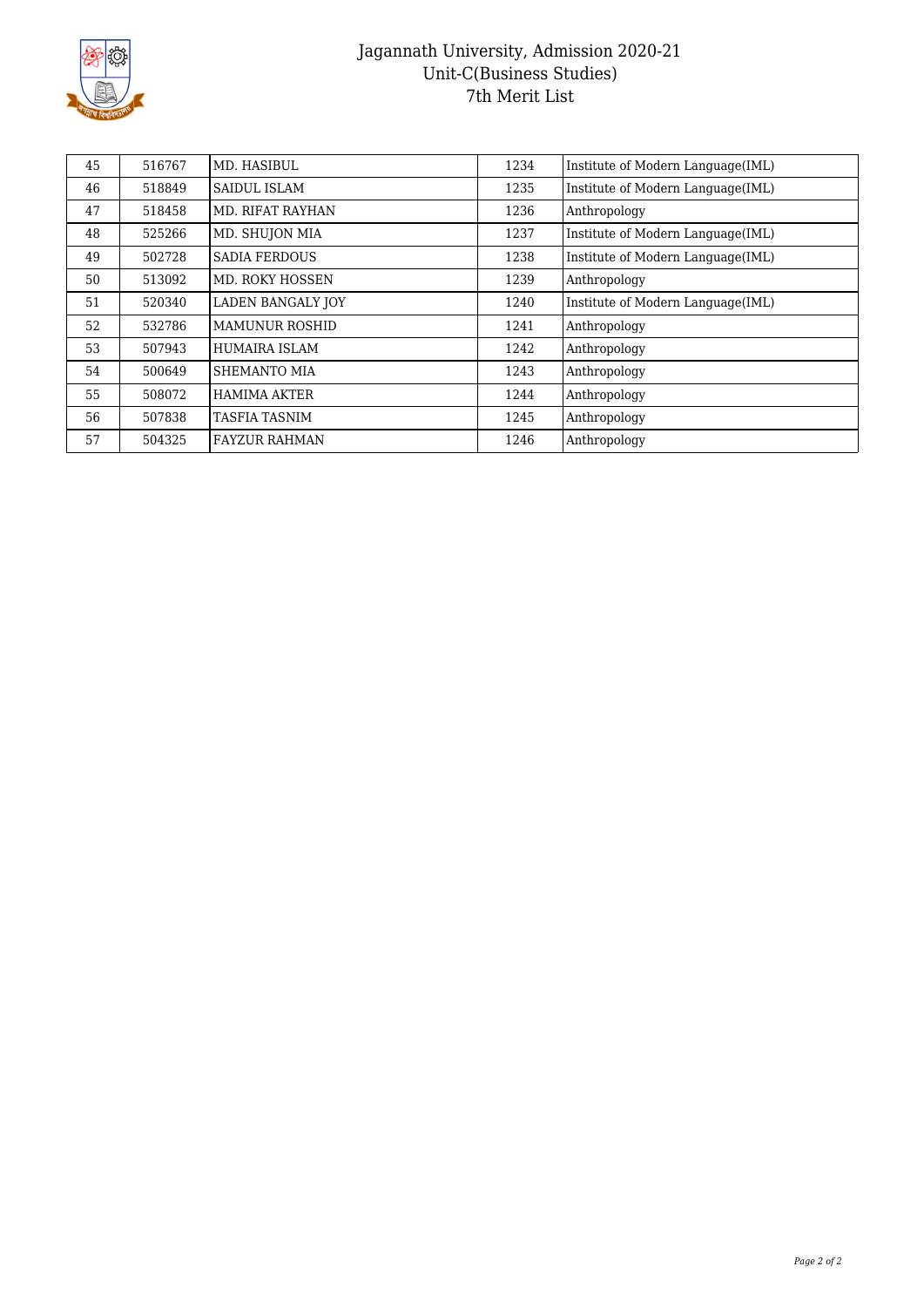# Jagannath University, Admission 2020-21
## Unit-C(Business Studies)
## 7th Merit List

| | | | | |
|---|---|---|---|---|
| 45 | 516767 | MD. HASIBUL | 1234 | Institute of Modern Language(IML) |
| 46 | 518849 | SAIDUL ISLAM | 1235 | Institute of Modern Language(IML) |
| 47 | 518458 | MD. RIFAT RAYHAN | 1236 | Anthropology |
| 48 | 525266 | MD. SHUJON MIA | 1237 | Institute of Modern Language(IML) |
| 49 | 502728 | SADIA FERDOUS | 1238 | Institute of Modern Language(IML) |
| 50 | 513092 | MD. ROKY HOSSEN | 1239 | Anthropology |
| 51 | 520340 | LADEN BANGALY JOY | 1240 | Institute of Modern Language(IML) |
| 52 | 532786 | MAMUNUR ROSHID | 1241 | Anthropology |
| 53 | 507943 | HUMAIRA ISLAM | 1242 | Anthropology |
| 54 | 500649 | SHEMANTO MIA | 1243 | Anthropology |
| 55 | 508072 | HAMIMA AKTER | 1244 | Anthropology |
| 56 | 507838 | TASFIA TASNIM | 1245 | Anthropology |
| 57 | 504325 | FAYZUR RAHMAN | 1246 | Anthropology |